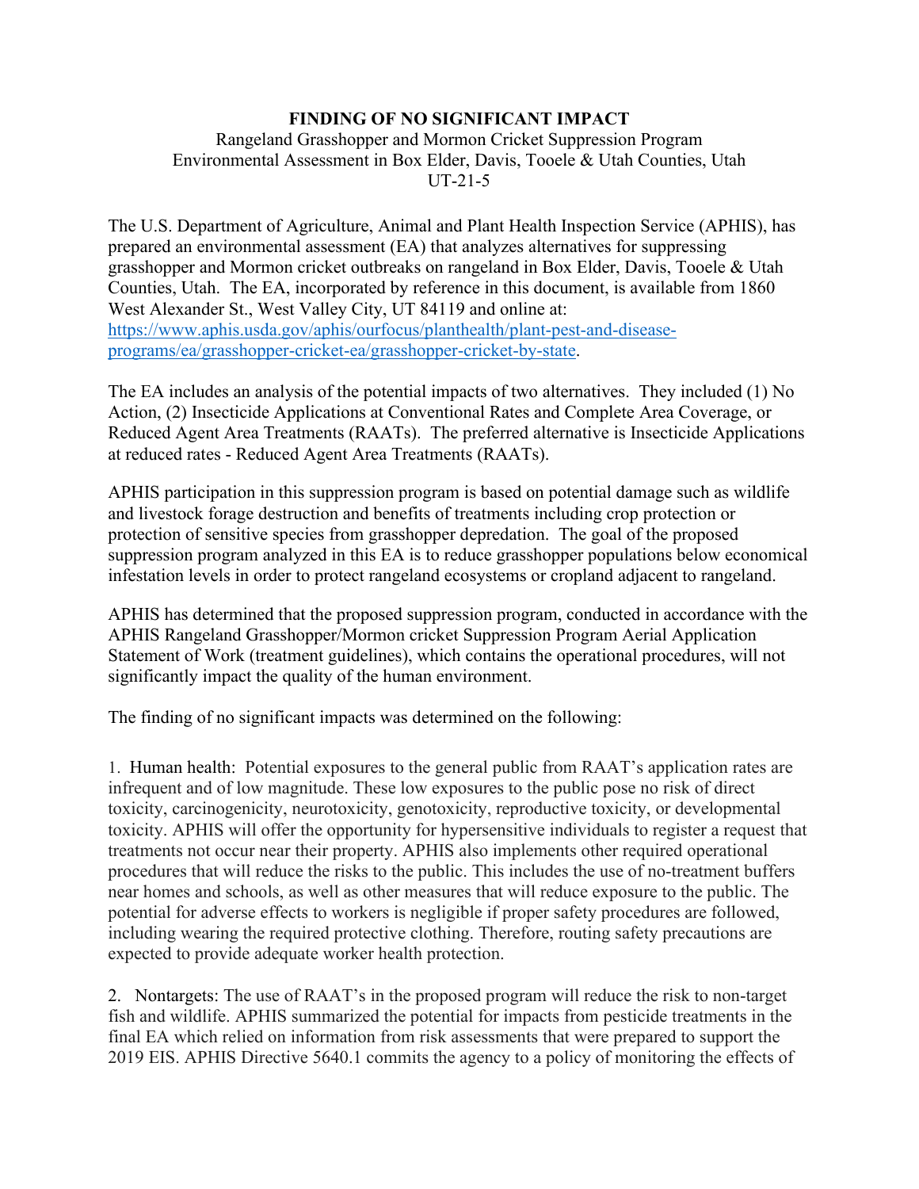# FINDING OF NO SIGNIFICANT IMPACT

Rangeland Grasshopper and Mormon Cricket Suppression Program
Environmental Assessment in Box Elder, Davis, Tooele & Utah Counties, Utah
UT-21-5

The U.S. Department of Agriculture, Animal and Plant Health Inspection Service (APHIS), has prepared an environmental assessment (EA) that analyzes alternatives for suppressing grasshopper and Mormon cricket outbreaks on rangeland in Box Elder, Davis, Tooele & Utah Counties, Utah. The EA, incorporated by reference in this document, is available from 1860 West Alexander St., West Valley City, UT 84119 and online at: https://www.aphis.usda.gov/aphis/ourfocus/planthealth/plant-pest-and-disease-programs/ea/grasshopper-cricket-ea/grasshopper-cricket-by-state.

The EA includes an analysis of the potential impacts of two alternatives. They included (1) No Action, (2) Insecticide Applications at Conventional Rates and Complete Area Coverage, or Reduced Agent Area Treatments (RAATs). The preferred alternative is Insecticide Applications at reduced rates - Reduced Agent Area Treatments (RAATs).

APHIS participation in this suppression program is based on potential damage such as wildlife and livestock forage destruction and benefits of treatments including crop protection or protection of sensitive species from grasshopper depredation. The goal of the proposed suppression program analyzed in this EA is to reduce grasshopper populations below economical infestation levels in order to protect rangeland ecosystems or cropland adjacent to rangeland.

APHIS has determined that the proposed suppression program, conducted in accordance with the APHIS Rangeland Grasshopper/Mormon cricket Suppression Program Aerial Application Statement of Work (treatment guidelines), which contains the operational procedures, will not significantly impact the quality of the human environment.

The finding of no significant impacts was determined on the following:

1. Human health: Potential exposures to the general public from RAAT's application rates are infrequent and of low magnitude. These low exposures to the public pose no risk of direct toxicity, carcinogenicity, neurotoxicity, genotoxicity, reproductive toxicity, or developmental toxicity. APHIS will offer the opportunity for hypersensitive individuals to register a request that treatments not occur near their property. APHIS also implements other required operational procedures that will reduce the risks to the public. This includes the use of no-treatment buffers near homes and schools, as well as other measures that will reduce exposure to the public. The potential for adverse effects to workers is negligible if proper safety procedures are followed, including wearing the required protective clothing. Therefore, routing safety precautions are expected to provide adequate worker health protection.

2. Nontargets: The use of RAAT's in the proposed program will reduce the risk to non-target fish and wildlife. APHIS summarized the potential for impacts from pesticide treatments in the final EA which relied on information from risk assessments that were prepared to support the 2019 EIS. APHIS Directive 5640.1 commits the agency to a policy of monitoring the effects of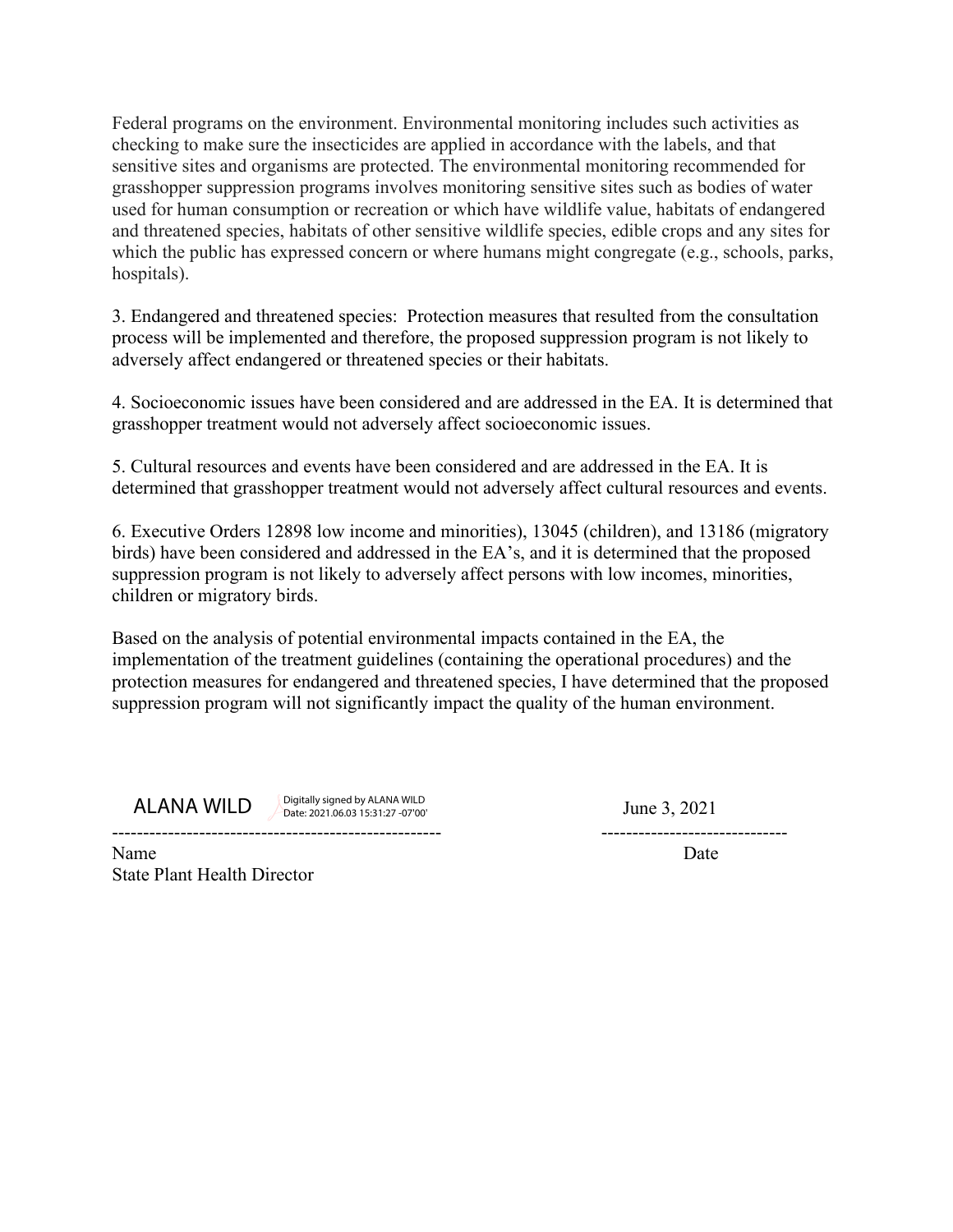Federal programs on the environment. Environmental monitoring includes such activities as checking to make sure the insecticides are applied in accordance with the labels, and that sensitive sites and organisms are protected. The environmental monitoring recommended for grasshopper suppression programs involves monitoring sensitive sites such as bodies of water used for human consumption or recreation or which have wildlife value, habitats of endangered and threatened species, habitats of other sensitive wildlife species, edible crops and any sites for which the public has expressed concern or where humans might congregate (e.g., schools, parks, hospitals).

3. Endangered and threatened species: Protection measures that resulted from the consultation process will be implemented and therefore, the proposed suppression program is not likely to adversely affect endangered or threatened species or their habitats.

4. Socioeconomic issues have been considered and are addressed in the EA. It is determined that grasshopper treatment would not adversely affect socioeconomic issues.

5. Cultural resources and events have been considered and are addressed in the EA. It is determined that grasshopper treatment would not adversely affect cultural resources and events.

6. Executive Orders 12898 low income and minorities), 13045 (children), and 13186 (migratory birds) have been considered and addressed in the EA's, and it is determined that the proposed suppression program is not likely to adversely affect persons with low incomes, minorities, children or migratory birds.

Based on the analysis of potential environmental impacts contained in the EA, the implementation of the treatment guidelines (containing the operational procedures) and the protection measures for endangered and threatened species, I have determined that the proposed suppression program will not significantly impact the quality of the human environment.

ALANA WILD   Digitally signed by ALANA WILD Date: 2021.06.03 15:31:27 -07'00'

June 3, 2021

-----------------------------------------------------   -----------------------------

Name
State Plant Health Director

Date